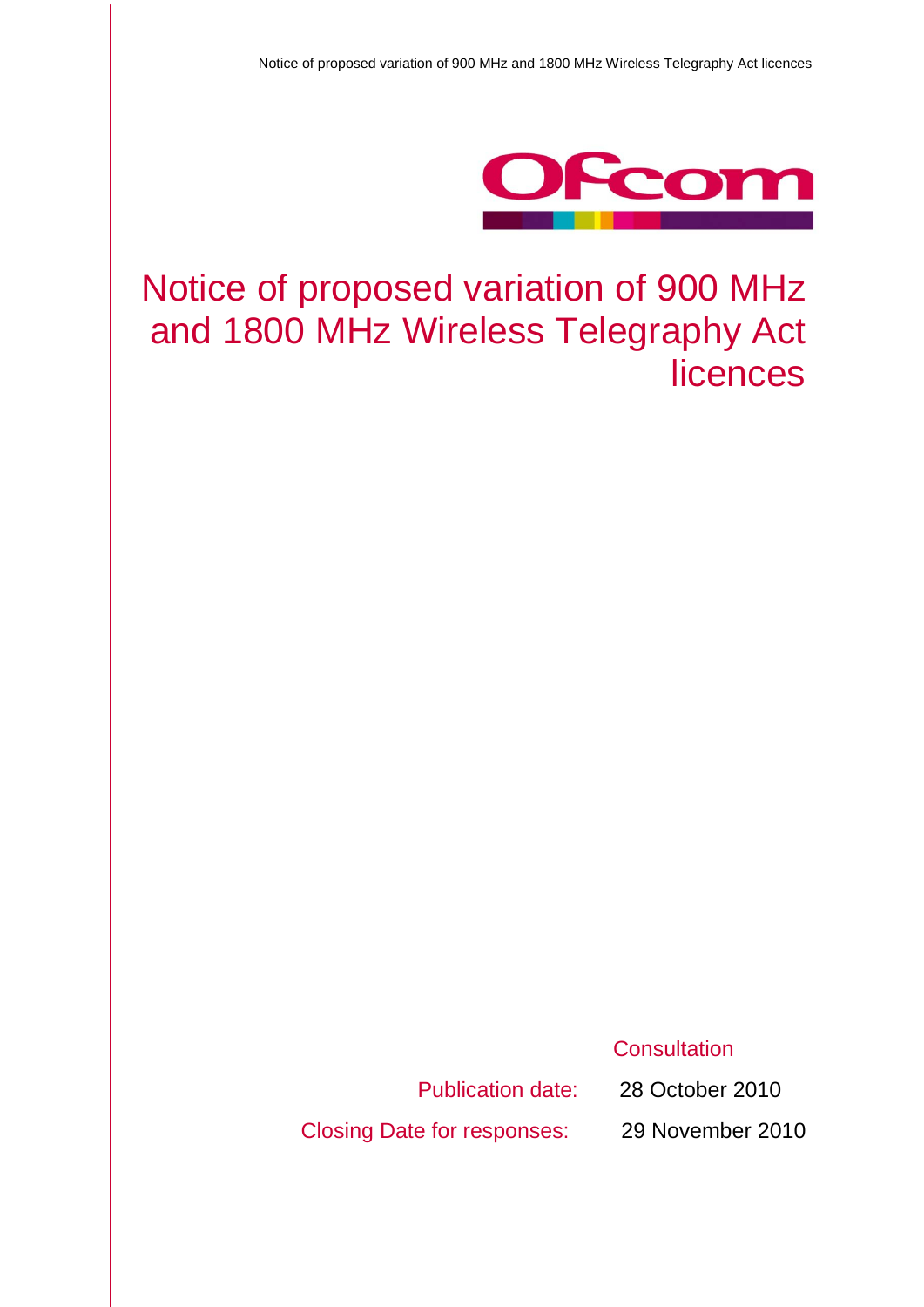# Notice of proposed variation of 900 MHz and 1800 MHz Wireless Telegraphy Act licences

Consultation

Publication date: 28 October 2010

Closing Date for responses: 29 November 2010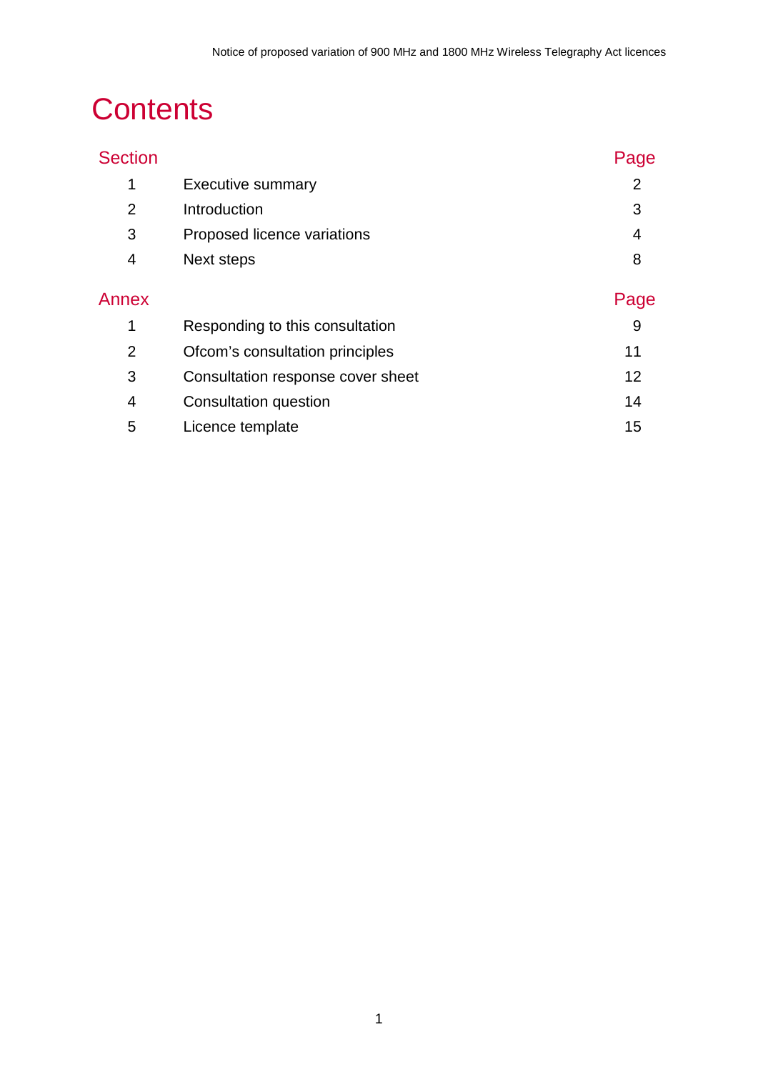# Contents

| Section | | Page |
|---|---|---|
| 1 | Executive summary | 2 |
| 2 | Introduction | 3 |
| 3 | Proposed licence variations | 4 |
| 4 | Next steps | 8 |

| Annex | | Page |
|---|---|---|
| 1 | Responding to this consultation | 9 |
| 2 | Ofcom's consultation principles | 11 |
| 3 | Consultation response cover sheet | 12 |
| 4 | Consultation question | 14 |
| 5 | Licence template | 15 |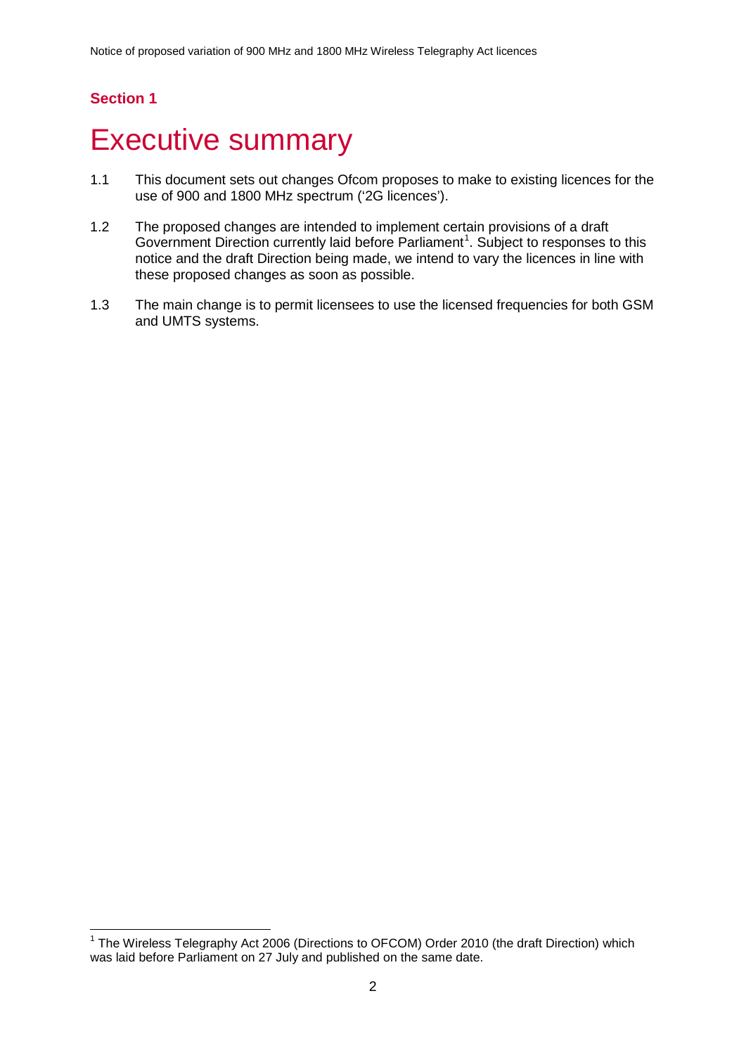## Section 1

# Executive summary

1.1 This document sets out changes Ofcom proposes to make to existing licences for the use of 900 and 1800 MHz spectrum ('2G licences').

1.2 The proposed changes are intended to implement certain provisions of a draft Government Direction currently laid before Parliament[1]. Subject to responses to this notice and the draft Direction being made, we intend to vary the licences in line with these proposed changes as soon as possible.

1.3 The main change is to permit licensees to use the licensed frequencies for both GSM and UMTS systems.

---

[1] The Wireless Telegraphy Act 2006 (Directions to OFCOM) Order 2010 (the draft Direction) which was laid before Parliament on 27 July and published on the same date.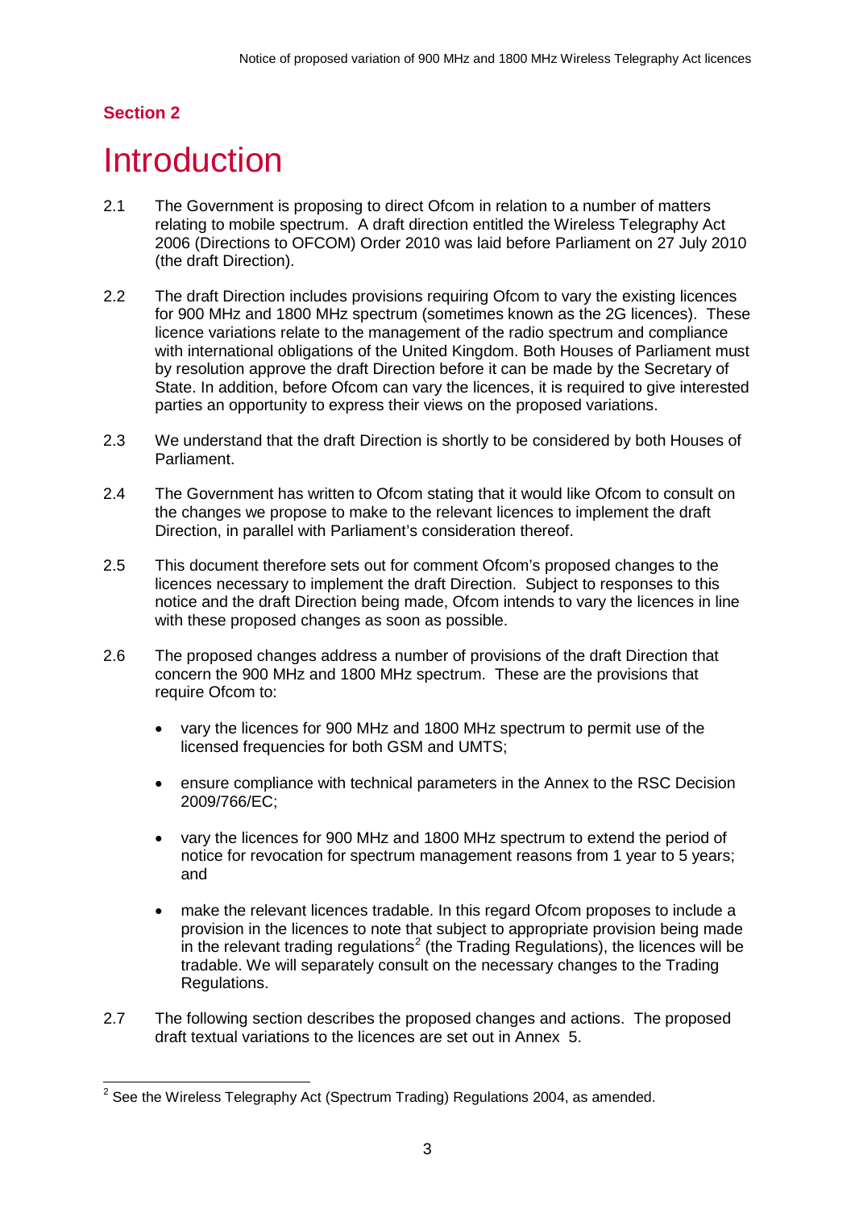**Section 2**

# Introduction

2.1 The Government is proposing to direct Ofcom in relation to a number of matters relating to mobile spectrum. A draft direction entitled the Wireless Telegraphy Act 2006 (Directions to OFCOM) Order 2010 was laid before Parliament on 27 July 2010 (the draft Direction).

2.2 The draft Direction includes provisions requiring Ofcom to vary the existing licences for 900 MHz and 1800 MHz spectrum (sometimes known as the 2G licences). These licence variations relate to the management of the radio spectrum and compliance with international obligations of the United Kingdom. Both Houses of Parliament must by resolution approve the draft Direction before it can be made by the Secretary of State. In addition, before Ofcom can vary the licences, it is required to give interested parties an opportunity to express their views on the proposed variations.

2.3 We understand that the draft Direction is shortly to be considered by both Houses of Parliament.

2.4 The Government has written to Ofcom stating that it would like Ofcom to consult on the changes we propose to make to the relevant licences to implement the draft Direction, in parallel with Parliament's consideration thereof.

2.5 This document therefore sets out for comment Ofcom's proposed changes to the licences necessary to implement the draft Direction. Subject to responses to this notice and the draft Direction being made, Ofcom intends to vary the licences in line with these proposed changes as soon as possible.

2.6 The proposed changes address a number of provisions of the draft Direction that concern the 900 MHz and 1800 MHz spectrum. These are the provisions that require Ofcom to:

- vary the licences for 900 MHz and 1800 MHz spectrum to permit use of the licensed frequencies for both GSM and UMTS;
- ensure compliance with technical parameters in the Annex to the RSC Decision 2009/766/EC;
- vary the licences for 900 MHz and 1800 MHz spectrum to extend the period of notice for revocation for spectrum management reasons from 1 year to 5 years; and
- make the relevant licences tradable. In this regard Ofcom proposes to include a provision in the licences to note that subject to appropriate provision being made in the relevant trading regulations[2] (the Trading Regulations), the licences will be tradable. We will separately consult on the necessary changes to the Trading Regulations.

2.7 The following section describes the proposed changes and actions. The proposed draft textual variations to the licences are set out in Annex 5.

[2] See the Wireless Telegraphy Act (Spectrum Trading) Regulations 2004, as amended.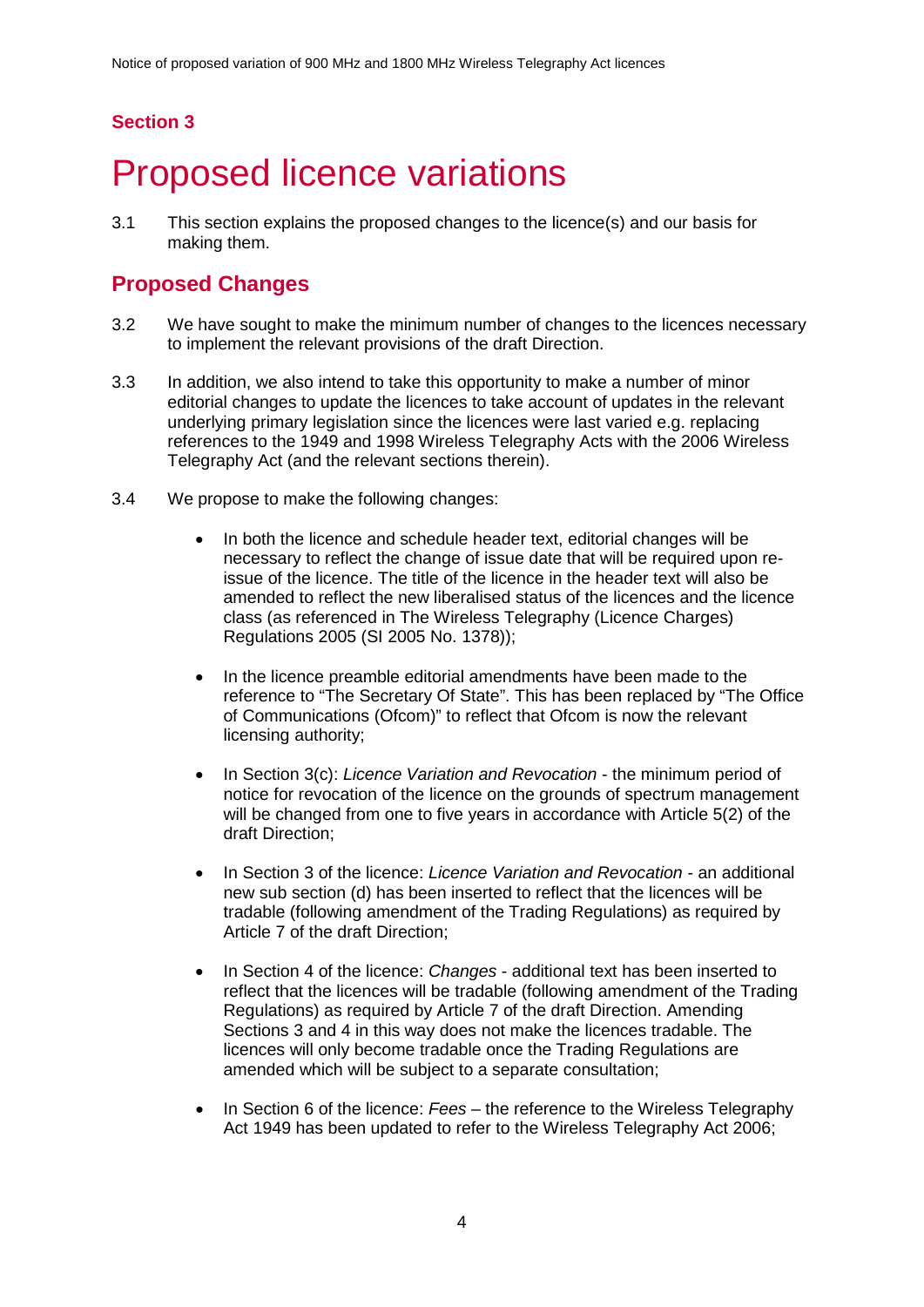## Section 3

# Proposed licence variations

3.1 This section explains the proposed changes to the licence(s) and our basis for making them.

## Proposed Changes

3.2 We have sought to make the minimum number of changes to the licences necessary to implement the relevant provisions of the draft Direction.

3.3 In addition, we also intend to take this opportunity to make a number of minor editorial changes to update the licences to take account of updates in the relevant underlying primary legislation since the licences were last varied e.g. replacing references to the 1949 and 1998 Wireless Telegraphy Acts with the 2006 Wireless Telegraphy Act (and the relevant sections therein).

3.4 We propose to make the following changes:

- In both the licence and schedule header text, editorial changes will be necessary to reflect the change of issue date that will be required upon re-issue of the licence. The title of the licence in the header text will also be amended to reflect the new liberalised status of the licences and the licence class (as referenced in The Wireless Telegraphy (Licence Charges) Regulations 2005 (SI 2005 No. 1378));

- In the licence preamble editorial amendments have been made to the reference to "The Secretary Of State". This has been replaced by "The Office of Communications (Ofcom)" to reflect that Ofcom is now the relevant licensing authority;

- In Section 3(c): *Licence Variation and Revocation* - the minimum period of notice for revocation of the licence on the grounds of spectrum management will be changed from one to five years in accordance with Article 5(2) of the draft Direction;

- In Section 3 of the licence: *Licence Variation and Revocation* - an additional new sub section (d) has been inserted to reflect that the licences will be tradable (following amendment of the Trading Regulations) as required by Article 7 of the draft Direction;

- In Section 4 of the licence: *Changes* - additional text has been inserted to reflect that the licences will be tradable (following amendment of the Trading Regulations) as required by Article 7 of the draft Direction. Amending Sections 3 and 4 in this way does not make the licences tradable. The licences will only become tradable once the Trading Regulations are amended which will be subject to a separate consultation;

- In Section 6 of the licence: *Fees* – the reference to the Wireless Telegraphy Act 1949 has been updated to refer to the Wireless Telegraphy Act 2006;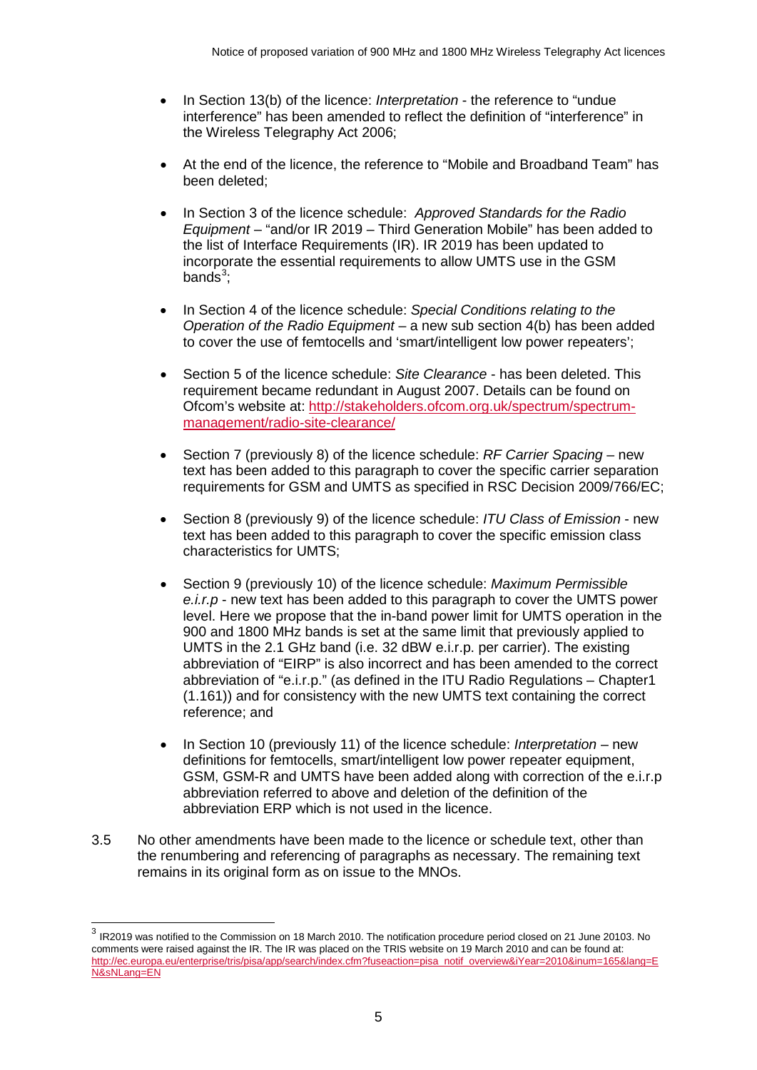- In Section 13(b) of the licence: *Interpretation* - the reference to "undue interference" has been amended to reflect the definition of "interference" in the Wireless Telegraphy Act 2006;

- At the end of the licence, the reference to "Mobile and Broadband Team" has been deleted;

- In Section 3 of the licence schedule: *Approved Standards for the Radio Equipment* – "and/or IR 2019 – Third Generation Mobile" has been added to the list of Interface Requirements (IR). IR 2019 has been updated to incorporate the essential requirements to allow UMTS use in the GSM bands[3];

- In Section 4 of the licence schedule: *Special Conditions relating to the Operation of the Radio Equipment* – a new sub section 4(b) has been added to cover the use of femtocells and 'smart/intelligent low power repeaters';

- Section 5 of the licence schedule: *Site Clearance* - has been deleted. This requirement became redundant in August 2007. Details can be found on Ofcom's website at: http://stakeholders.ofcom.org.uk/spectrum/spectrum-management/radio-site-clearance/

- Section 7 (previously 8) of the licence schedule: *RF Carrier Spacing* – new text has been added to this paragraph to cover the specific carrier separation requirements for GSM and UMTS as specified in RSC Decision 2009/766/EC;

- Section 8 (previously 9) of the licence schedule: *ITU Class of Emission* - new text has been added to this paragraph to cover the specific emission class characteristics for UMTS;

- Section 9 (previously 10) of the licence schedule: *Maximum Permissible e.i.r.p* - new text has been added to this paragraph to cover the UMTS power level. Here we propose that the in-band power limit for UMTS operation in the 900 and 1800 MHz bands is set at the same limit that previously applied to UMTS in the 2.1 GHz band (i.e. 32 dBW e.i.r.p. per carrier). The existing abbreviation of "EIRP" is also incorrect and has been amended to the correct abbreviation of "e.i.r.p." (as defined in the ITU Radio Regulations – Chapter1 (1.161)) and for consistency with the new UMTS text containing the correct reference; and

- In Section 10 (previously 11) of the licence schedule: *Interpretation* – new definitions for femtocells, smart/intelligent low power repeater equipment, GSM, GSM-R and UMTS have been added along with correction of the e.i.r.p abbreviation referred to above and deletion of the definition of the abbreviation ERP which is not used in the licence.

3.5 No other amendments have been made to the licence or schedule text, other than the renumbering and referencing of paragraphs as necessary. The remaining text remains in its original form as on issue to the MNOs.

---

[3] IR2019 was notified to the Commission on 18 March 2010. The notification procedure period closed on 21 June 20103. No comments were raised against the IR. The IR was placed on the TRIS website on 19 March 2010 and can be found at: http://ec.europa.eu/enterprise/tris/pisa/app/search/index.cfm?fuseaction=pisa_notif_overview&iYear=2010&inum=165&lang=EN&sNLang=EN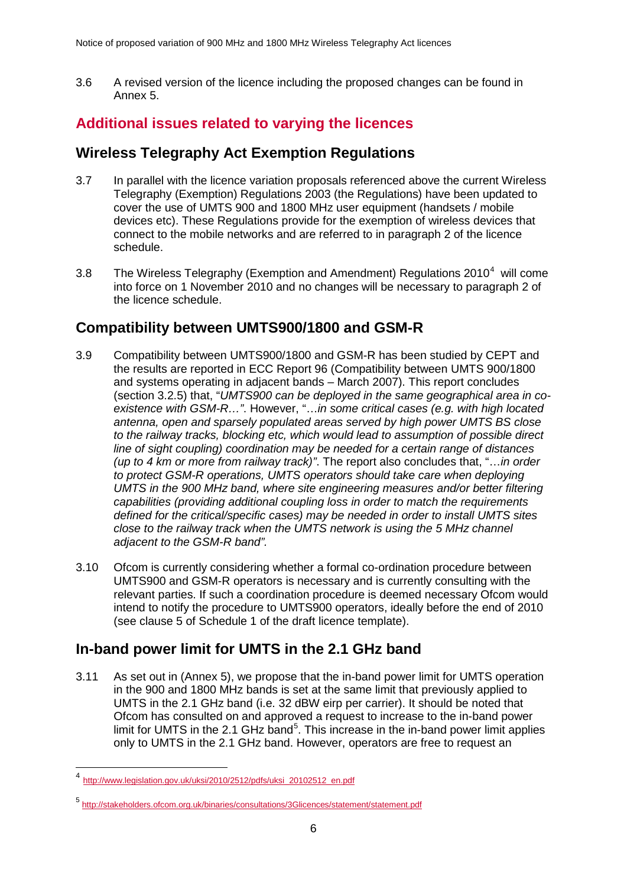3.6 A revised version of the licence including the proposed changes can be found in Annex 5.

## Additional issues related to varying the licences

### Wireless Telegraphy Act Exemption Regulations

3.7 In parallel with the licence variation proposals referenced above the current Wireless Telegraphy (Exemption) Regulations 2003 (the Regulations) have been updated to cover the use of UMTS 900 and 1800 MHz user equipment (handsets / mobile devices etc). These Regulations provide for the exemption of wireless devices that connect to the mobile networks and are referred to in paragraph 2 of the licence schedule.

3.8 The Wireless Telegraphy (Exemption and Amendment) Regulations 2010[4] will come into force on 1 November 2010 and no changes will be necessary to paragraph 2 of the licence schedule.

### Compatibility between UMTS900/1800 and GSM-R

3.9 Compatibility between UMTS900/1800 and GSM-R has been studied by CEPT and the results are reported in ECC Report 96 (Compatibility between UMTS 900/1800 and systems operating in adjacent bands – March 2007). This report concludes (section 3.2.5) that, "*UMTS900 can be deployed in the same geographical area in co-existence with GSM-R…"*. However, "…*in some critical cases (e.g. with high located antenna, open and sparsely populated areas served by high power UMTS BS close to the railway tracks, blocking etc, which would lead to assumption of possible direct line of sight coupling) coordination may be needed for a certain range of distances (up to 4 km or more from railway track)"*. The report also concludes that, "…*in order to protect GSM-R operations, UMTS operators should take care when deploying UMTS in the 900 MHz band, where site engineering measures and/or better filtering capabilities (providing additional coupling loss in order to match the requirements defined for the critical/specific cases) may be needed in order to install UMTS sites close to the railway track when the UMTS network is using the 5 MHz channel adjacent to the GSM-R band".*

3.10 Ofcom is currently considering whether a formal co-ordination procedure between UMTS900 and GSM-R operators is necessary and is currently consulting with the relevant parties. If such a coordination procedure is deemed necessary Ofcom would intend to notify the procedure to UMTS900 operators, ideally before the end of 2010 (see clause 5 of Schedule 1 of the draft licence template).

### In-band power limit for UMTS in the 2.1 GHz band

3.11 As set out in (Annex 5), we propose that the in-band power limit for UMTS operation in the 900 and 1800 MHz bands is set at the same limit that previously applied to UMTS in the 2.1 GHz band (i.e. 32 dBW eirp per carrier). It should be noted that Ofcom has consulted on and approved a request to increase to the in-band power limit for UMTS in the 2.1 GHz band[5]. This increase in the in-band power limit applies only to UMTS in the 2.1 GHz band. However, operators are free to request an

---

[4] http://www.legislation.gov.uk/uksi/2010/2512/pdfs/uksi_20102512_en.pdf

[5] http://stakeholders.ofcom.org.uk/binaries/consultations/3Glicences/statement/statement.pdf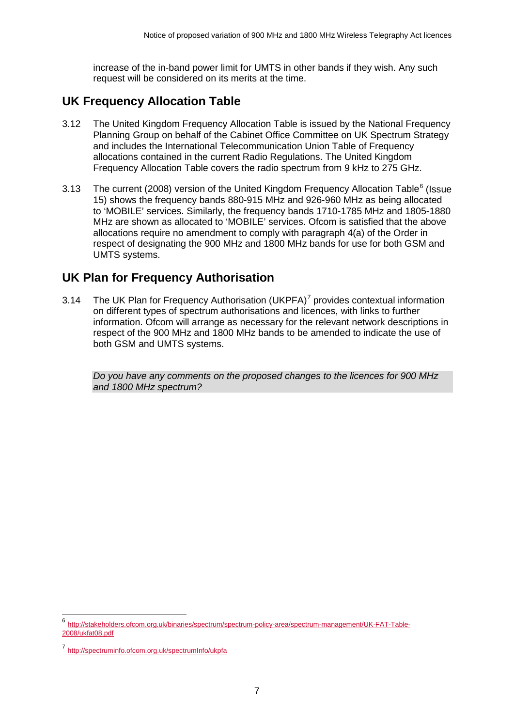increase of the in-band power limit for UMTS in other bands if they wish. Any such request will be considered on its merits at the time.

## UK Frequency Allocation Table

3.12 The United Kingdom Frequency Allocation Table is issued by the National Frequency Planning Group on behalf of the Cabinet Office Committee on UK Spectrum Strategy and includes the International Telecommunication Union Table of Frequency allocations contained in the current Radio Regulations. The United Kingdom Frequency Allocation Table covers the radio spectrum from 9 kHz to 275 GHz.

3.13 The current (2008) version of the United Kingdom Frequency Allocation Table[6] (Issue 15) shows the frequency bands 880-915 MHz and 926-960 MHz as being allocated to 'MOBILE' services. Similarly, the frequency bands 1710-1785 MHz and 1805-1880 MHz are shown as allocated to 'MOBILE' services. Ofcom is satisfied that the above allocations require no amendment to comply with paragraph 4(a) of the Order in respect of designating the 900 MHz and 1800 MHz bands for use for both GSM and UMTS systems.

## UK Plan for Frequency Authorisation

3.14 The UK Plan for Frequency Authorisation (UKPFA)[7] provides contextual information on different types of spectrum authorisations and licences, with links to further information. Ofcom will arrange as necessary for the relevant network descriptions in respect of the 900 MHz and 1800 MHz bands to be amended to indicate the use of both GSM and UMTS systems.

*Do you have any comments on the proposed changes to the licences for 900 MHz and 1800 MHz spectrum?*

---

[6] http://stakeholders.ofcom.org.uk/binaries/spectrum/spectrum-policy-area/spectrum-management/UK-FAT-Table-2008/ukfat08.pdf

[7] http://spectruminfo.ofcom.org.uk/spectrumInfo/ukpfa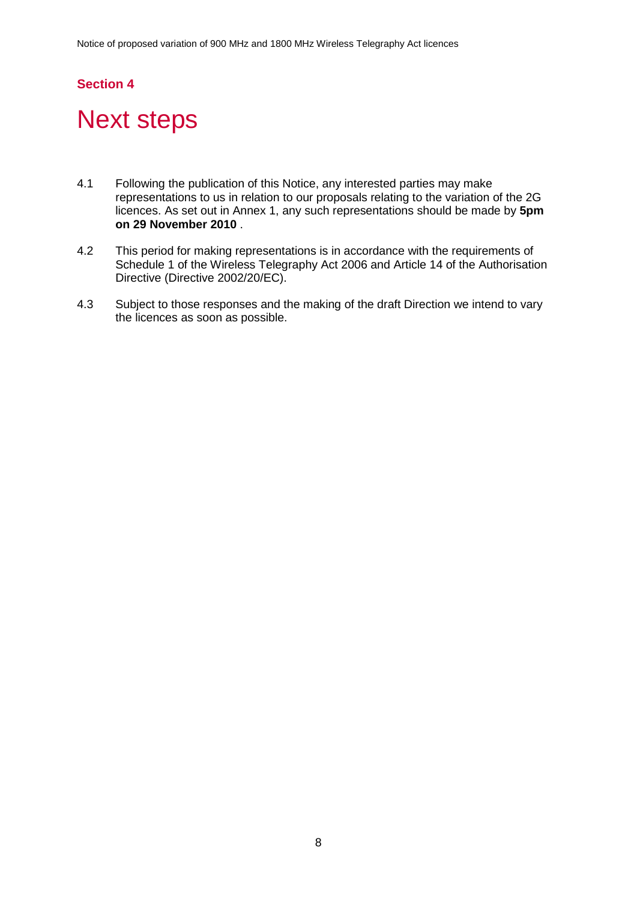## Section 4

# Next steps

4.1 Following the publication of this Notice, any interested parties may make representations to us in relation to our proposals relating to the variation of the 2G licences. As set out in Annex 1, any such representations should be made by **5pm on 29 November 2010** .

4.2 This period for making representations is in accordance with the requirements of Schedule 1 of the Wireless Telegraphy Act 2006 and Article 14 of the Authorisation Directive (Directive 2002/20/EC).

4.3 Subject to those responses and the making of the draft Direction we intend to vary the licences as soon as possible.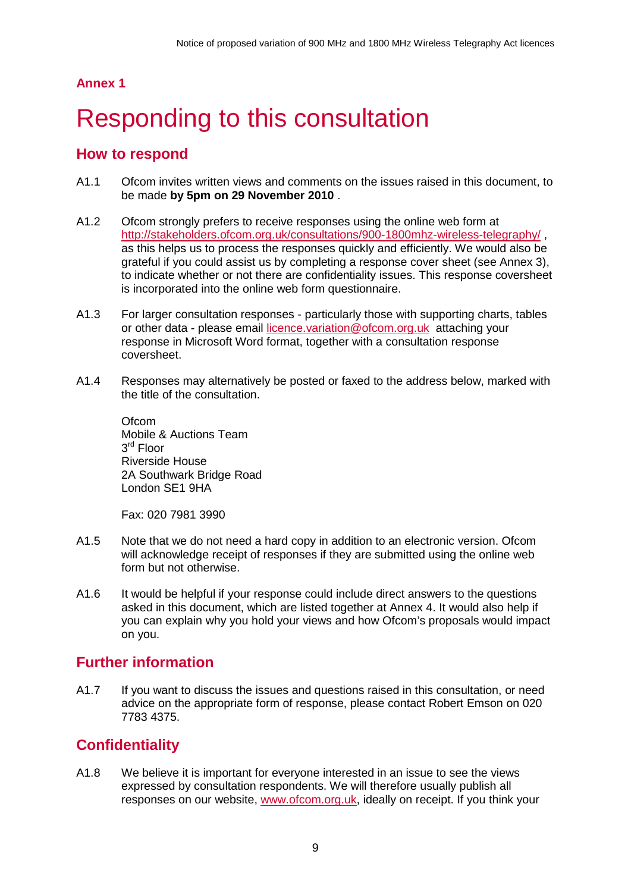**Annex 1**

# Responding to this consultation

## How to respond

A1.1 Ofcom invites written views and comments on the issues raised in this document, to be made **by 5pm on 29 November 2010** .

A1.2 Ofcom strongly prefers to receive responses using the online web form at http://stakeholders.ofcom.org.uk/consultations/900-1800mhz-wireless-telegraphy/ , as this helps us to process the responses quickly and efficiently. We would also be grateful if you could assist us by completing a response cover sheet (see Annex 3), to indicate whether or not there are confidentiality issues. This response coversheet is incorporated into the online web form questionnaire.

A1.3 For larger consultation responses - particularly those with supporting charts, tables or other data - please email licence.variation@ofcom.org.uk attaching your response in Microsoft Word format, together with a consultation response coversheet.

A1.4 Responses may alternatively be posted or faxed to the address below, marked with the title of the consultation.

Ofcom
Mobile & Auctions Team
3rd Floor
Riverside House
2A Southwark Bridge Road
London SE1 9HA

Fax: 020 7981 3990

A1.5 Note that we do not need a hard copy in addition to an electronic version. Ofcom will acknowledge receipt of responses if they are submitted using the online web form but not otherwise.

A1.6 It would be helpful if your response could include direct answers to the questions asked in this document, which are listed together at Annex 4. It would also help if you can explain why you hold your views and how Ofcom's proposals would impact on you.

## Further information

A1.7 If you want to discuss the issues and questions raised in this consultation, or need advice on the appropriate form of response, please contact Robert Emson on 020 7783 4375.

## Confidentiality

A1.8 We believe it is important for everyone interested in an issue to see the views expressed by consultation respondents. We will therefore usually publish all responses on our website, www.ofcom.org.uk, ideally on receipt. If you think your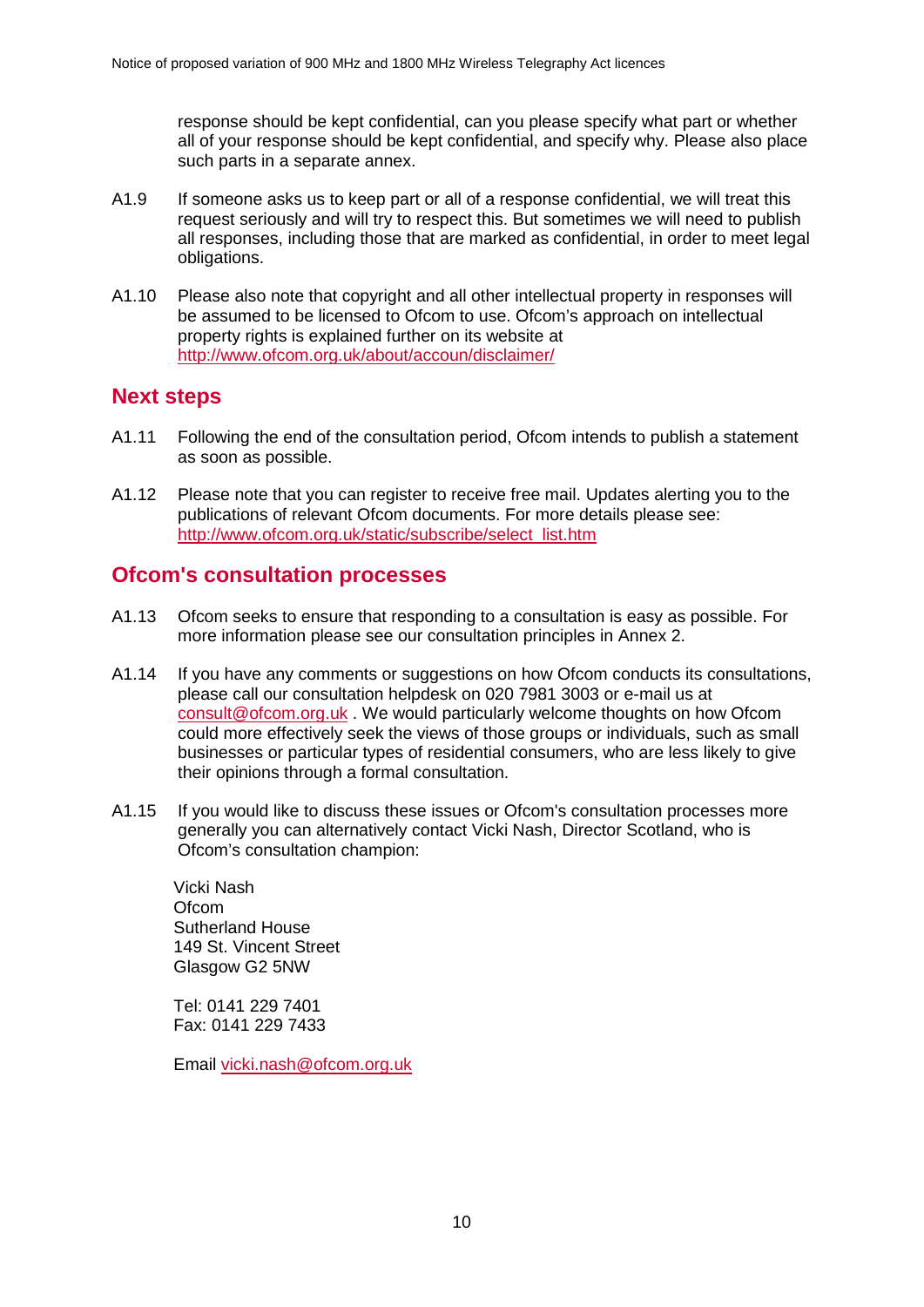response should be kept confidential, can you please specify what part or whether all of your response should be kept confidential, and specify why. Please also place such parts in a separate annex.

A1.9 If someone asks us to keep part or all of a response confidential, we will treat this request seriously and will try to respect this. But sometimes we will need to publish all responses, including those that are marked as confidential, in order to meet legal obligations.

A1.10 Please also note that copyright and all other intellectual property in responses will be assumed to be licensed to Ofcom to use. Ofcom's approach on intellectual property rights is explained further on its website at http://www.ofcom.org.uk/about/accoun/disclaimer/

## Next steps

A1.11 Following the end of the consultation period, Ofcom intends to publish a statement as soon as possible.

A1.12 Please note that you can register to receive free mail. Updates alerting you to the publications of relevant Ofcom documents. For more details please see: http://www.ofcom.org.uk/static/subscribe/select_list.htm

## Ofcom's consultation processes

A1.13 Ofcom seeks to ensure that responding to a consultation is easy as possible. For more information please see our consultation principles in Annex 2.

A1.14 If you have any comments or suggestions on how Ofcom conducts its consultations, please call our consultation helpdesk on 020 7981 3003 or e-mail us at consult@ofcom.org.uk . We would particularly welcome thoughts on how Ofcom could more effectively seek the views of those groups or individuals, such as small businesses or particular types of residential consumers, who are less likely to give their opinions through a formal consultation.

A1.15 If you would like to discuss these issues or Ofcom's consultation processes more generally you can alternatively contact Vicki Nash, Director Scotland, who is Ofcom's consultation champion:

Vicki Nash
Ofcom
Sutherland House
149 St. Vincent Street
Glasgow G2 5NW

Tel: 0141 229 7401
Fax: 0141 229 7433

Email vicki.nash@ofcom.org.uk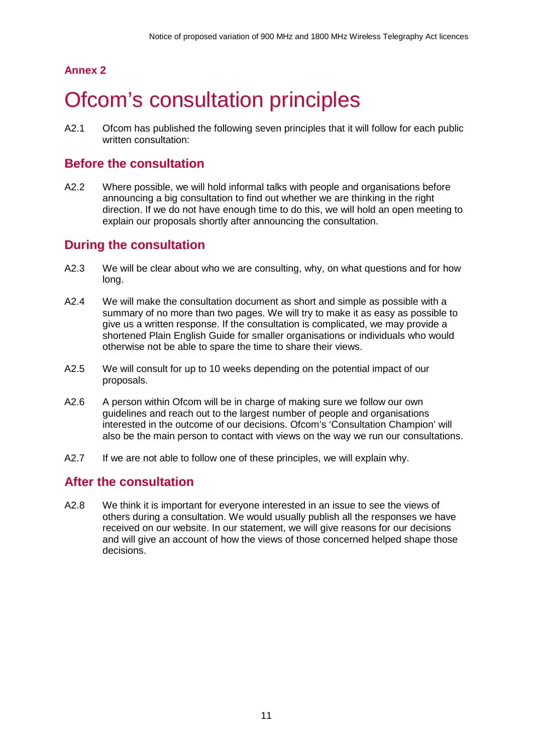**Annex 2**

# Ofcom's consultation principles

A2.1 Ofcom has published the following seven principles that it will follow for each public written consultation:

## Before the consultation

A2.2 Where possible, we will hold informal talks with people and organisations before announcing a big consultation to find out whether we are thinking in the right direction. If we do not have enough time to do this, we will hold an open meeting to explain our proposals shortly after announcing the consultation.

## During the consultation

A2.3 We will be clear about who we are consulting, why, on what questions and for how long.

A2.4 We will make the consultation document as short and simple as possible with a summary of no more than two pages. We will try to make it as easy as possible to give us a written response. If the consultation is complicated, we may provide a shortened Plain English Guide for smaller organisations or individuals who would otherwise not be able to spare the time to share their views.

A2.5 We will consult for up to 10 weeks depending on the potential impact of our proposals.

A2.6 A person within Ofcom will be in charge of making sure we follow our own guidelines and reach out to the largest number of people and organisations interested in the outcome of our decisions. Ofcom's 'Consultation Champion' will also be the main person to contact with views on the way we run our consultations.

A2.7 If we are not able to follow one of these principles, we will explain why.

## After the consultation

A2.8 We think it is important for everyone interested in an issue to see the views of others during a consultation. We would usually publish all the responses we have received on our website. In our statement, we will give reasons for our decisions and will give an account of how the views of those concerned helped shape those decisions.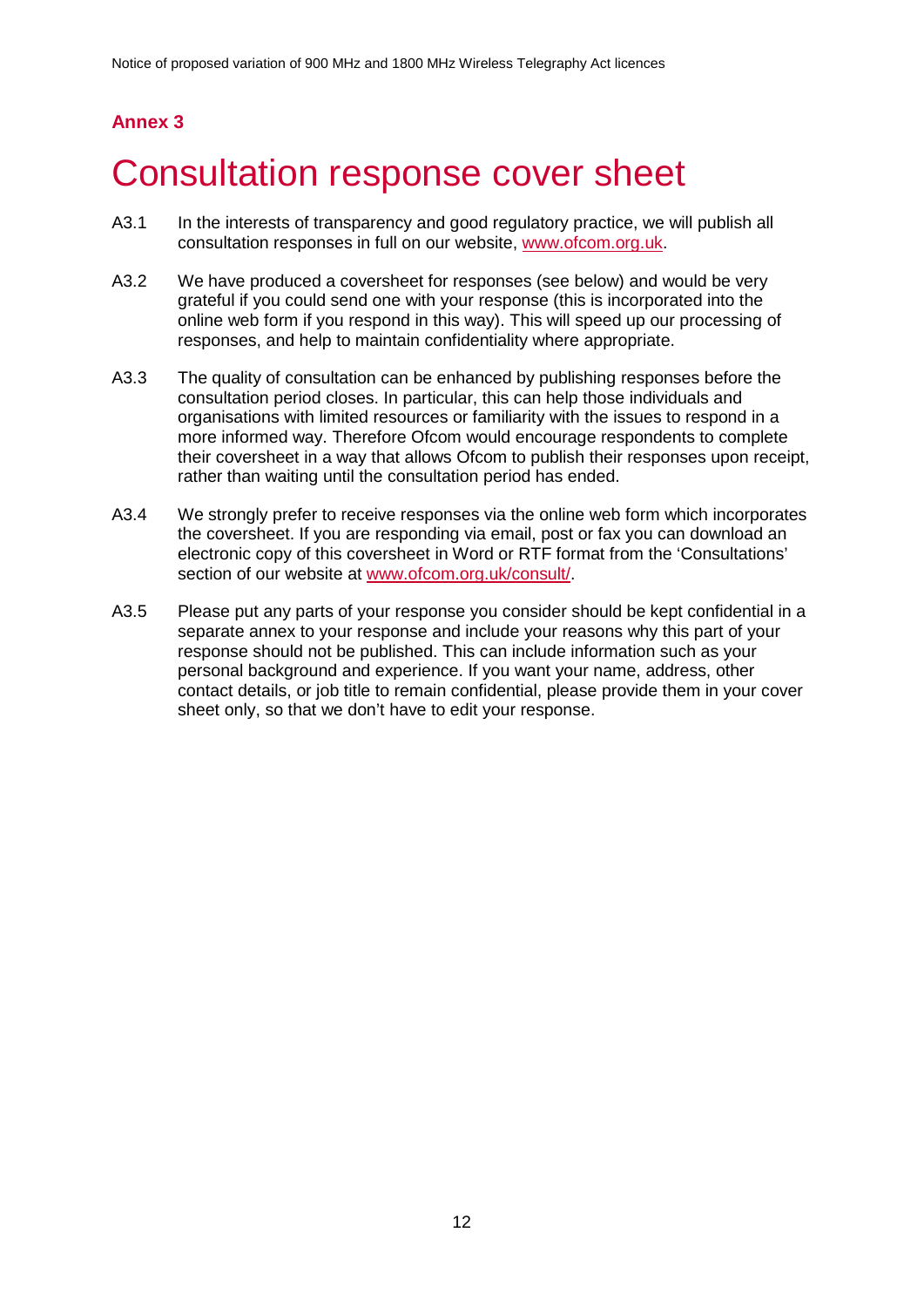**Annex 3**

# Consultation response cover sheet

A3.1 In the interests of transparency and good regulatory practice, we will publish all consultation responses in full on our website, www.ofcom.org.uk.

A3.2 We have produced a coversheet for responses (see below) and would be very grateful if you could send one with your response (this is incorporated into the online web form if you respond in this way). This will speed up our processing of responses, and help to maintain confidentiality where appropriate.

A3.3 The quality of consultation can be enhanced by publishing responses before the consultation period closes. In particular, this can help those individuals and organisations with limited resources or familiarity with the issues to respond in a more informed way. Therefore Ofcom would encourage respondents to complete their coversheet in a way that allows Ofcom to publish their responses upon receipt, rather than waiting until the consultation period has ended.

A3.4 We strongly prefer to receive responses via the online web form which incorporates the coversheet. If you are responding via email, post or fax you can download an electronic copy of this coversheet in Word or RTF format from the 'Consultations' section of our website at www.ofcom.org.uk/consult/.

A3.5 Please put any parts of your response you consider should be kept confidential in a separate annex to your response and include your reasons why this part of your response should not be published. This can include information such as your personal background and experience. If you want your name, address, other contact details, or job title to remain confidential, please provide them in your cover sheet only, so that we don't have to edit your response.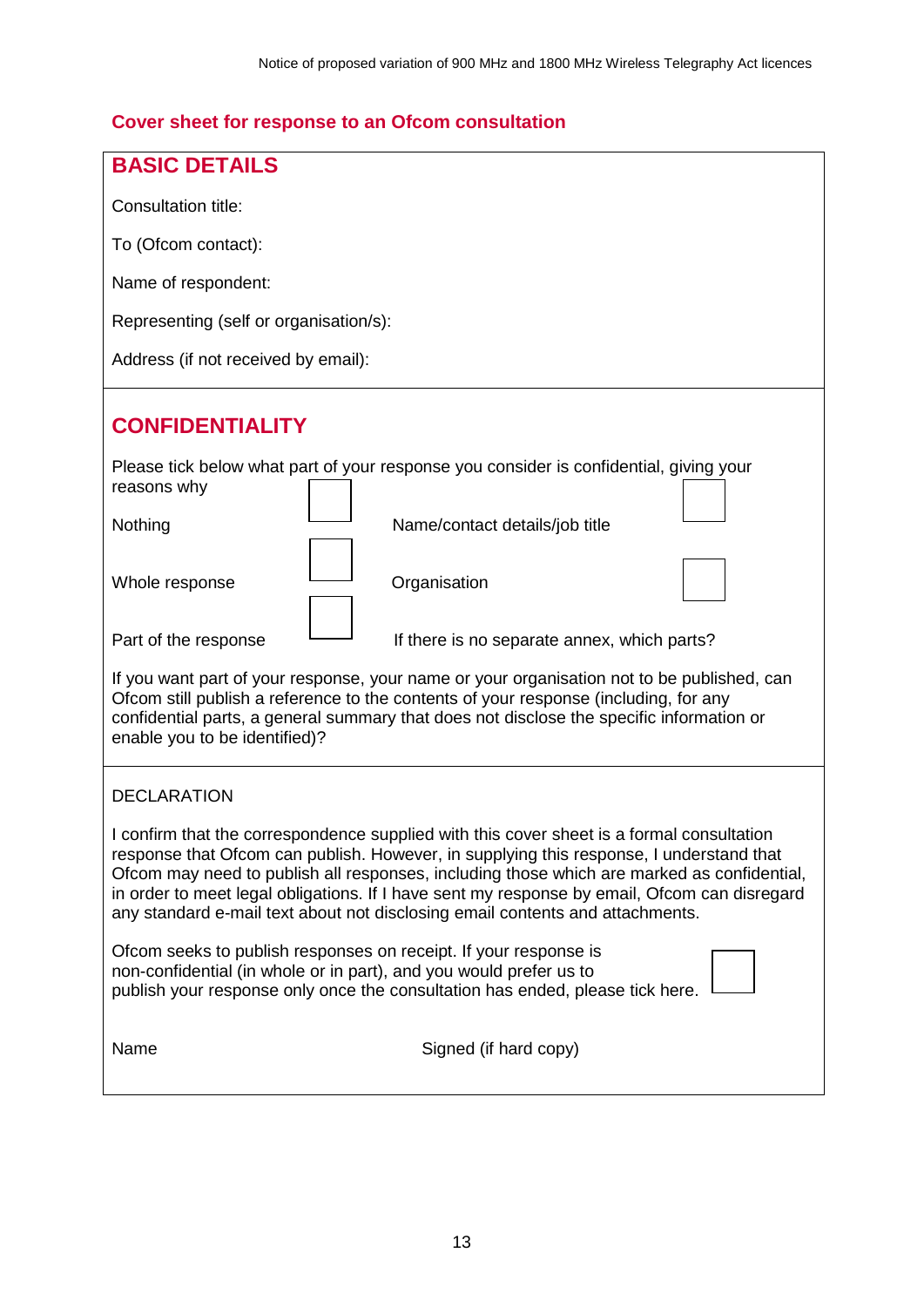## Cover sheet for response to an Ofcom consultation

### BASIC DETAILS

Consultation title:

To (Ofcom contact):

Name of respondent:

Representing (self or organisation/s):

Address (if not received by email):

### CONFIDENTIALITY

Please tick below what part of your response you consider is confidential, giving your reasons why

| | | | |
|---|---|---|---|
| Nothing | ☐ | Name/contact details/job title | ☐ |
| Whole response | ☐ | Organisation | ☐ |
| Part of the response | ☐ | If there is no separate annex, which parts? | |

If you want part of your response, your name or your organisation not to be published, can Ofcom still publish a reference to the contents of your response (including, for any confidential parts, a general summary that does not disclose the specific information or enable you to be identified)?

DECLARATION

I confirm that the correspondence supplied with this cover sheet is a formal consultation response that Ofcom can publish. However, in supplying this response, I understand that Ofcom may need to publish all responses, including those which are marked as confidential, in order to meet legal obligations. If I have sent my response by email, Ofcom can disregard any standard e-mail text about not disclosing email contents and attachments.

Ofcom seeks to publish responses on receipt. If your response is non-confidential (in whole or in part), and you would prefer us to publish your response only once the consultation has ended, please tick here. ☐

Name                                        Signed (if hard copy)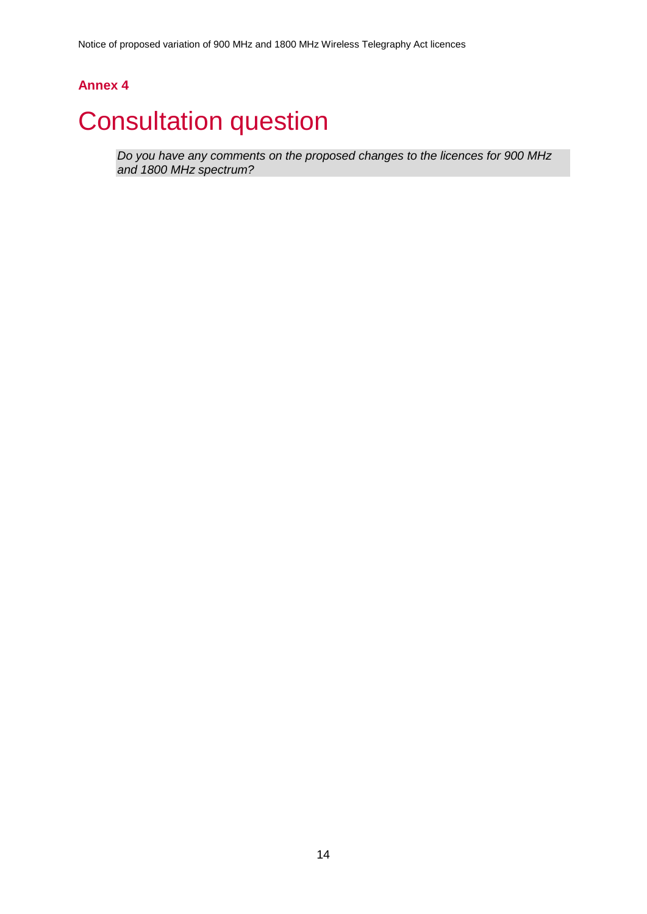**Annex 4**

# Consultation question

*Do you have any comments on the proposed changes to the licences for 900 MHz and 1800 MHz spectrum?*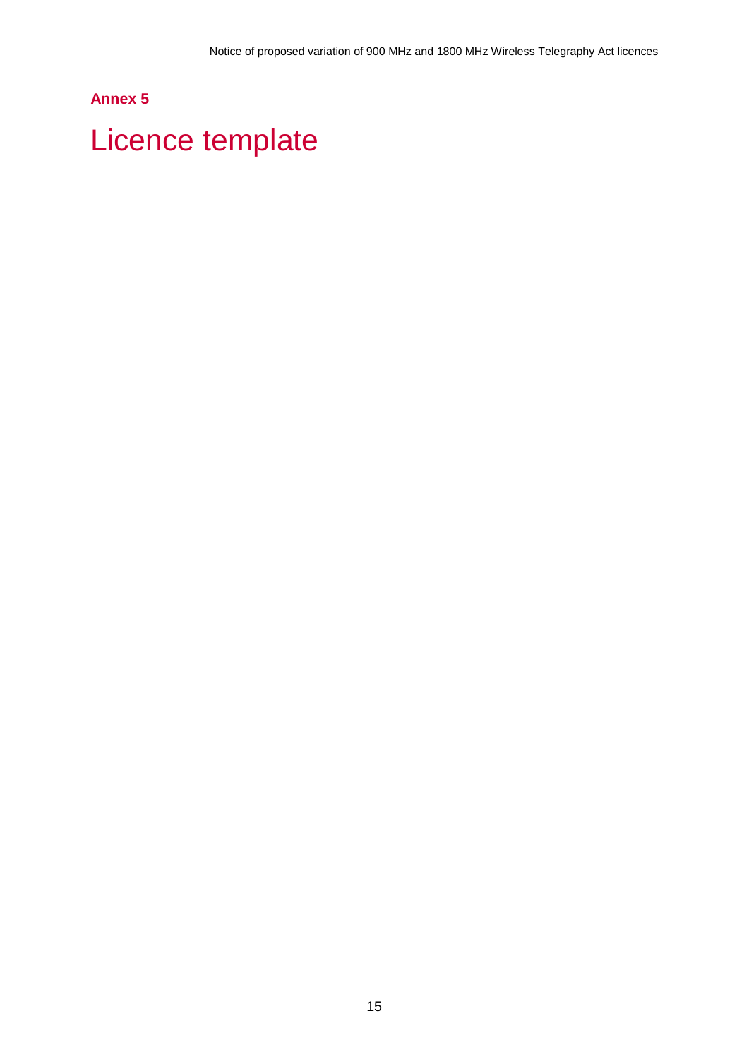# Annex 5

# Licence template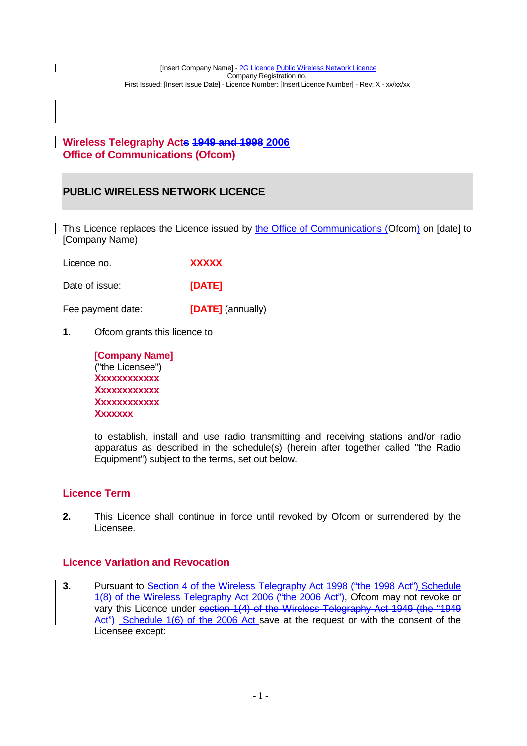## Wireless Telegraphy Acts ~~1949 and 1998~~ 2006
## Office of Communications (Ofcom)

# PUBLIC WIRELESS NETWORK LICENCE

This Licence replaces the Licence issued by the Office of Communications (Ofcom) on [date] to [Company Name]

| | |
|---|---|
| Licence no. | **XXXXX** |
| Date of issue: | **[DATE]** |
| Fee payment date: | **[DATE]** (annually) |

**1.** Ofcom grants this licence to

**[Company Name]**
("the Licensee")
**Xxxxxxxxxxxx**
**Xxxxxxxxxxxx**
**Xxxxxxxxxxxx**
**Xxxxxxx**

to establish, install and use radio transmitting and receiving stations and/or radio apparatus as described in the schedule(s) (herein after together called "the Radio Equipment") subject to the terms, set out below.

### Licence Term

**2.** This Licence shall continue in force until revoked by Ofcom or surrendered by the Licensee.

### Licence Variation and Revocation

**3.** Pursuant to ~~Section 4 of the Wireless Telegraphy Act 1998 ("the 1998 Act")~~ Schedule 1(8) of the Wireless Telegraphy Act 2006 ("the 2006 Act"), Ofcom may not revoke or vary this Licence under ~~section 1(4) of the Wireless Telegraphy Act 1949 (the "1949 Act")~~ Schedule 1(6) of the 2006 Act save at the request or with the consent of the Licensee except: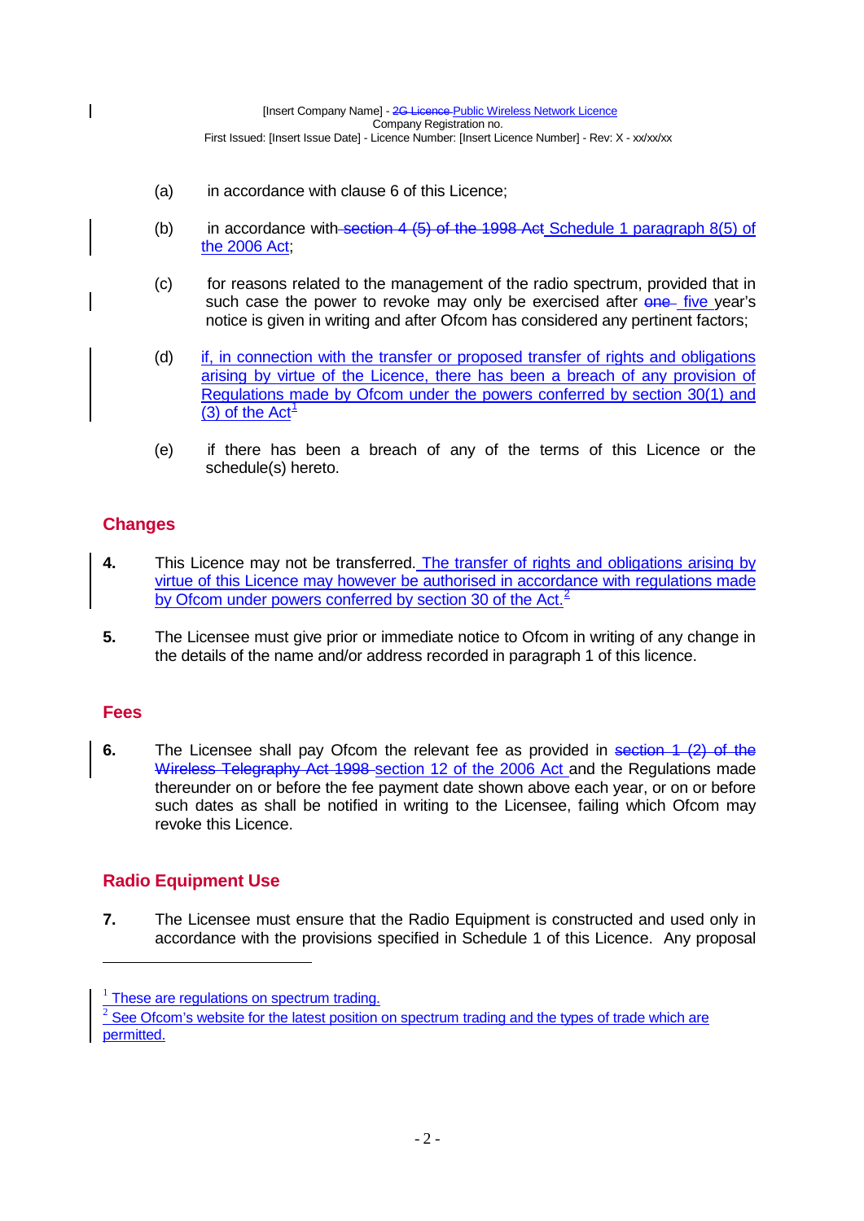(a) in accordance with clause 6 of this Licence;

(b) in accordance with ~~section 4 (5) of the 1998 Act~~ Schedule 1 paragraph 8(5) of the 2006 Act;

(c) for reasons related to the management of the radio spectrum, provided that in such case the power to revoke may only be exercised after ~~one~~ five year's notice is given in writing and after Ofcom has considered any pertinent factors;

(d) if, in connection with the transfer or proposed transfer of rights and obligations arising by virtue of the Licence, there has been a breach of any provision of Regulations made by Ofcom under the powers conferred by section 30(1) and (3) of the Act[1]

(e) if there has been a breach of any of the terms of this Licence or the schedule(s) hereto.

## Changes

**4.** This Licence may not be transferred. The transfer of rights and obligations arising by virtue of this Licence may however be authorised in accordance with regulations made by Ofcom under powers conferred by section 30 of the Act.[2]

**5.** The Licensee must give prior or immediate notice to Ofcom in writing of any change in the details of the name and/or address recorded in paragraph 1 of this licence.

## Fees

**6.** The Licensee shall pay Ofcom the relevant fee as provided in ~~section 1 (2) of the Wireless Telegraphy Act 1998~~ section 12 of the 2006 Act and the Regulations made thereunder on or before the fee payment date shown above each year, or on or before such dates as shall be notified in writing to the Licensee, failing which Ofcom may revoke this Licence.

## Radio Equipment Use

**7.** The Licensee must ensure that the Radio Equipment is constructed and used only in accordance with the provisions specified in Schedule 1 of this Licence. Any proposal

---

[1] These are regulations on spectrum trading.

[2] See Ofcom's website for the latest position on spectrum trading and the types of trade which are permitted.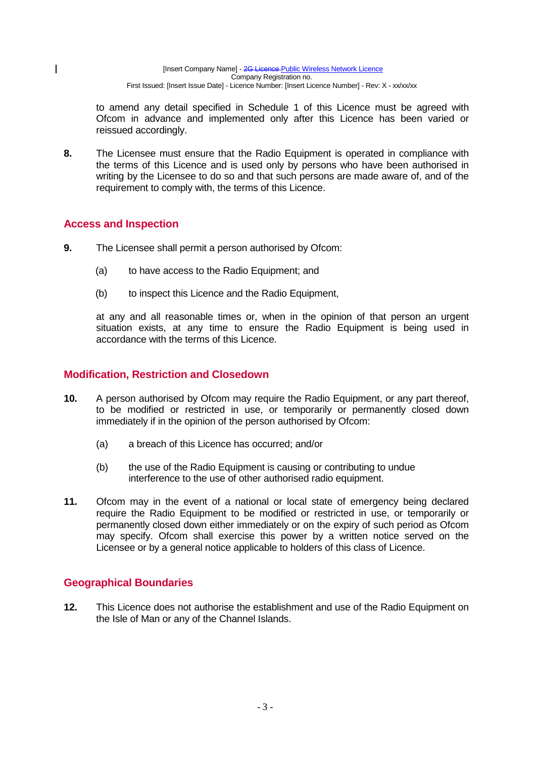to amend any detail specified in Schedule 1 of this Licence must be agreed with Ofcom in advance and implemented only after this Licence has been varied or reissued accordingly.

**8.** The Licensee must ensure that the Radio Equipment is operated in compliance with the terms of this Licence and is used only by persons who have been authorised in writing by the Licensee to do so and that such persons are made aware of, and of the requirement to comply with, the terms of this Licence.

## Access and Inspection

**9.** The Licensee shall permit a person authorised by Ofcom:

(a) to have access to the Radio Equipment; and

(b) to inspect this Licence and the Radio Equipment,

at any and all reasonable times or, when in the opinion of that person an urgent situation exists, at any time to ensure the Radio Equipment is being used in accordance with the terms of this Licence.

## Modification, Restriction and Closedown

**10.** A person authorised by Ofcom may require the Radio Equipment, or any part thereof, to be modified or restricted in use, or temporarily or permanently closed down immediately if in the opinion of the person authorised by Ofcom:

(a) a breach of this Licence has occurred; and/or

(b) the use of the Radio Equipment is causing or contributing to undue interference to the use of other authorised radio equipment.

**11.** Ofcom may in the event of a national or local state of emergency being declared require the Radio Equipment to be modified or restricted in use, or temporarily or permanently closed down either immediately or on the expiry of such period as Ofcom may specify. Ofcom shall exercise this power by a written notice served on the Licensee or by a general notice applicable to holders of this class of Licence.

## Geographical Boundaries

**12.** This Licence does not authorise the establishment and use of the Radio Equipment on the Isle of Man or any of the Channel Islands.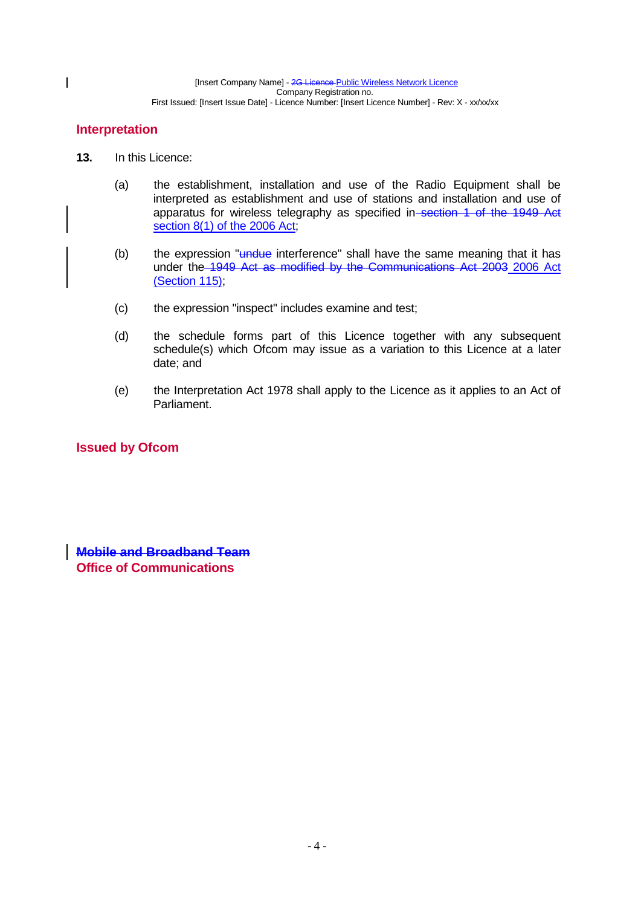## Interpretation

**13.** In this Licence:

(a) the establishment, installation and use of the Radio Equipment shall be interpreted as establishment and use of stations and installation and use of apparatus for wireless telegraphy as specified in ~~section 1 of the 1949 Act~~ section 8(1) of the 2006 Act;

(b) the expression "~~undue~~ interference" shall have the same meaning that it has under the ~~1949 Act as modified by the Communications Act 2003~~ 2006 Act (Section 115);

(c) the expression "inspect" includes examine and test;

(d) the schedule forms part of this Licence together with any subsequent schedule(s) which Ofcom may issue as a variation to this Licence at a later date; and

(e) the Interpretation Act 1978 shall apply to the Licence as it applies to an Act of Parliament.

## Issued by Ofcom

**~~Mobile and Broadband Team~~**
**Office of Communications**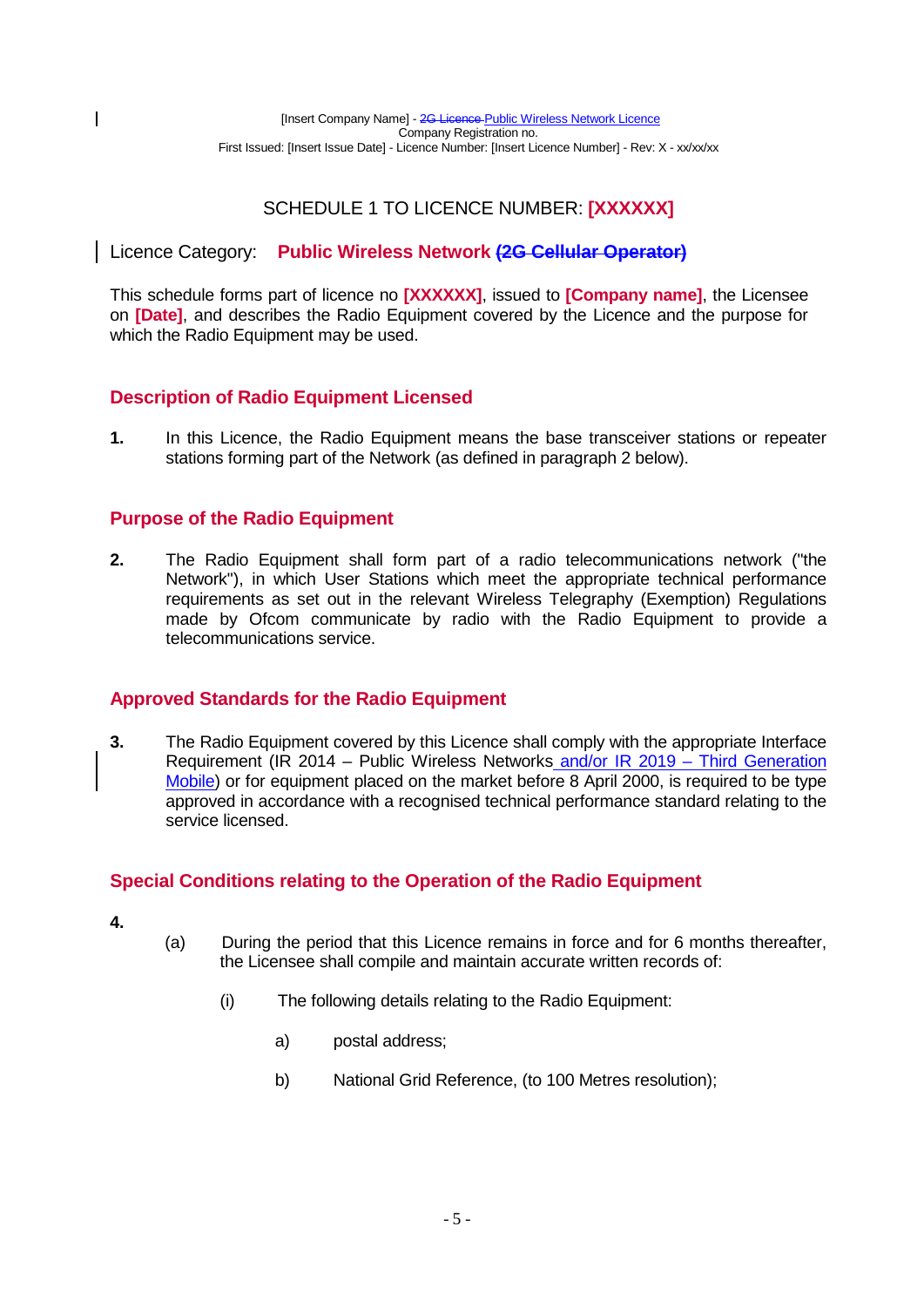[Insert Company Name] - ~~2G Licence~~ Public Wireless Network Licence
Company Registration no.
First Issued: [Insert Issue Date] - Licence Number: [Insert Licence Number] - Rev: X - xx/xx/xx

## SCHEDULE 1 TO LICENCE NUMBER: [XXXXXX]

Licence Category: **Public Wireless Network ~~(2G Cellular Operator)~~**

This schedule forms part of licence no **[XXXXXX]**, issued to **[Company name]**, the Licensee on **[Date]**, and describes the Radio Equipment covered by the Licence and the purpose for which the Radio Equipment may be used.

### Description of Radio Equipment Licensed

**1.** In this Licence, the Radio Equipment means the base transceiver stations or repeater stations forming part of the Network (as defined in paragraph 2 below).

### Purpose of the Radio Equipment

**2.** The Radio Equipment shall form part of a radio telecommunications network ("the Network"), in which User Stations which meet the appropriate technical performance requirements as set out in the relevant Wireless Telegraphy (Exemption) Regulations made by Ofcom communicate by radio with the Radio Equipment to provide a telecommunications service.

### Approved Standards for the Radio Equipment

**3.** The Radio Equipment covered by this Licence shall comply with the appropriate Interface Requirement (IR 2014 – Public Wireless Networks and/or IR 2019 – Third Generation Mobile) or for equipment placed on the market before 8 April 2000, is required to be type approved in accordance with a recognised technical performance standard relating to the service licensed.

### Special Conditions relating to the Operation of the Radio Equipment

**4.**

(a) During the period that this Licence remains in force and for 6 months thereafter, the Licensee shall compile and maintain accurate written records of:

(i) The following details relating to the Radio Equipment:

a) postal address;

b) National Grid Reference, (to 100 Metres resolution);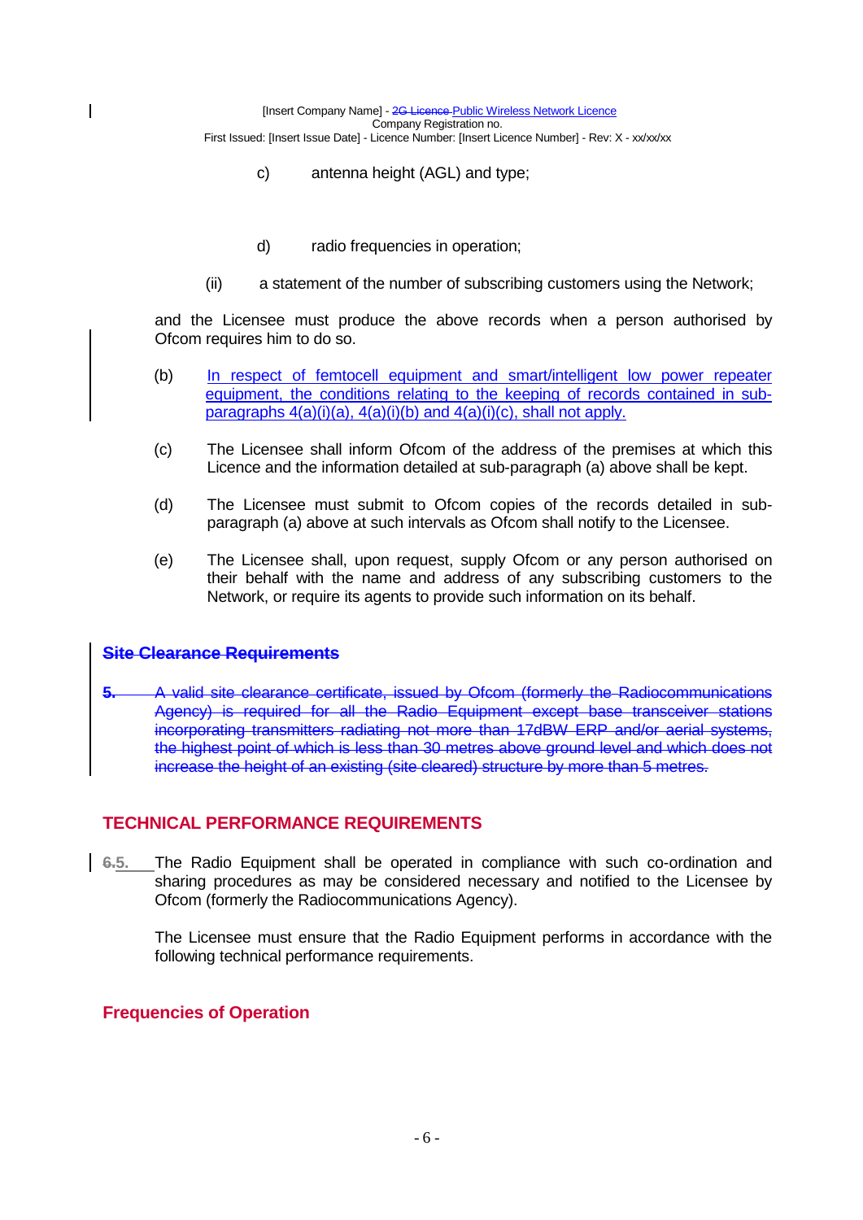c) antenna height (AGL) and type;

d) radio frequencies in operation;

(ii) a statement of the number of subscribing customers using the Network;

and the Licensee must produce the above records when a person authorised by Ofcom requires him to do so.

(b) In respect of femtocell equipment and smart/intelligent low power repeater equipment, the conditions relating to the keeping of records contained in sub-paragraphs 4(a)(i)(a), 4(a)(i)(b) and 4(a)(i)(c), shall not apply.

(c) The Licensee shall inform Ofcom of the address of the premises at which this Licence and the information detailed at sub-paragraph (a) above shall be kept.

(d) The Licensee must submit to Ofcom copies of the records detailed in sub-paragraph (a) above at such intervals as Ofcom shall notify to the Licensee.

(e) The Licensee shall, upon request, supply Ofcom or any person authorised on their behalf with the name and address of any subscribing customers to the Network, or require its agents to provide such information on its behalf.

## ~~Site Clearance Requirements~~

~~5. A valid site clearance certificate, issued by Ofcom (formerly the Radiocommunications Agency) is required for all the Radio Equipment except base transceiver stations incorporating transmitters radiating not more than 17dBW ERP and/or aerial systems, the highest point of which is less than 30 metres above ground level and which does not increase the height of an existing (site cleared) structure by more than 5 metres.~~

## TECHNICAL PERFORMANCE REQUIREMENTS

~~6.~~5. The Radio Equipment shall be operated in compliance with such co-ordination and sharing procedures as may be considered necessary and notified to the Licensee by Ofcom (formerly the Radiocommunications Agency).

The Licensee must ensure that the Radio Equipment performs in accordance with the following technical performance requirements.

## Frequencies of Operation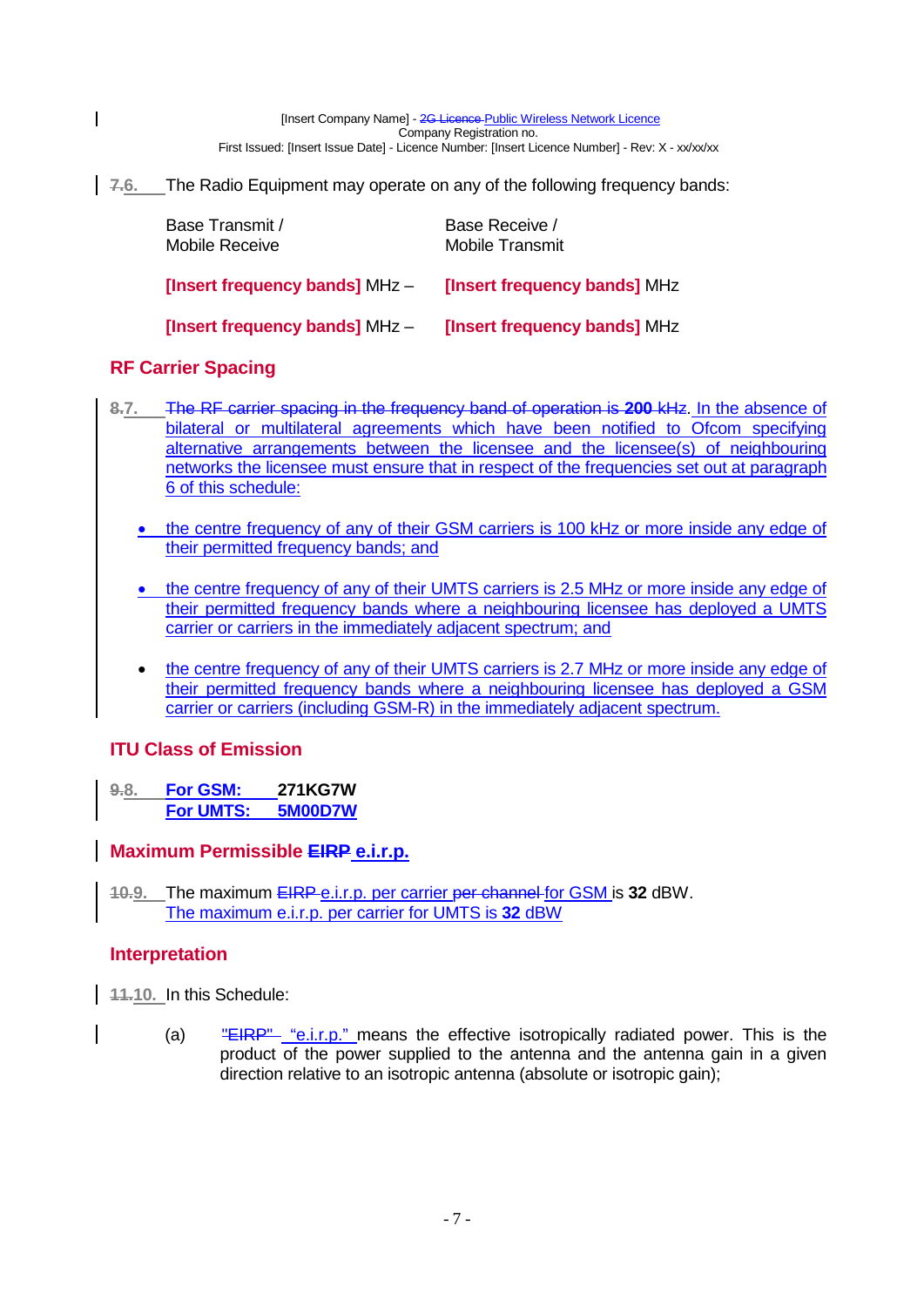~~7.~~6. The Radio Equipment may operate on any of the following frequency bands:

| Base Transmit / Mobile Receive | Base Receive / Mobile Transmit |
|---|---|
| **[Insert frequency bands]** MHz – | **[Insert frequency bands]** MHz |
| **[Insert frequency bands]** MHz – | **[Insert frequency bands]** MHz |

## RF Carrier Spacing

~~8.~~7. ~~The RF carrier spacing in the frequency band of operation is **200** kHz~~. In the absence of bilateral or multilateral agreements which have been notified to Ofcom specifying alternative arrangements between the licensee and the licensee(s) of neighbouring networks the licensee must ensure that in respect of the frequencies set out at paragraph 6 of this schedule:

- the centre frequency of any of their GSM carriers is 100 kHz or more inside any edge of their permitted frequency bands; and
- the centre frequency of any of their UMTS carriers is 2.5 MHz or more inside any edge of their permitted frequency bands where a neighbouring licensee has deployed a UMTS carrier or carriers in the immediately adjacent spectrum; and
- the centre frequency of any of their UMTS carriers is 2.7 MHz or more inside any edge of their permitted frequency bands where a neighbouring licensee has deployed a GSM carrier or carriers (including GSM-R) in the immediately adjacent spectrum.

## ITU Class of Emission

~~9.~~8. **For GSM:** **271KG7W**
**For UMTS:** **5M00D7W**

## Maximum Permissible ~~EIRP~~ e.i.r.p.

~~10.~~9. The maximum ~~EIRP~~ e.i.r.p. per carrier ~~per channel~~ for GSM is **32** dBW.
The maximum e.i.r.p. per carrier for UMTS is **32** dBW

## Interpretation

~~11.~~10. In this Schedule:

(a) ~~"EIRP"~~ "e.i.r.p." means the effective isotropically radiated power. This is the product of the power supplied to the antenna and the antenna gain in a given direction relative to an isotropic antenna (absolute or isotropic gain);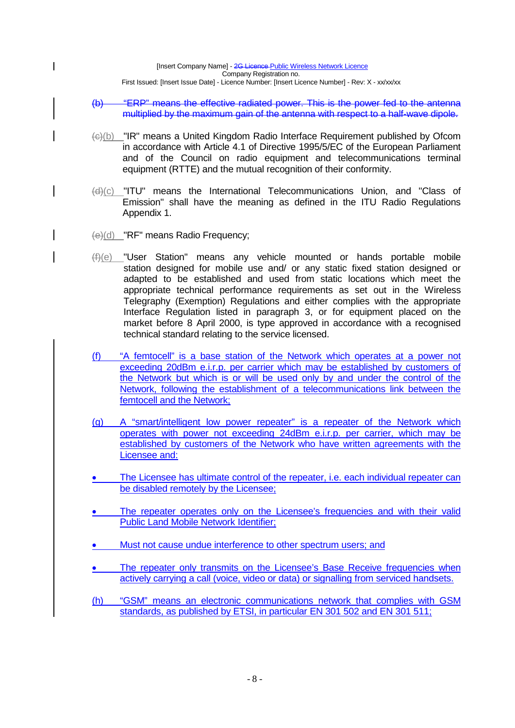~~(b) "ERP" means the effective radiated power. This is the power fed to the antenna multiplied by the maximum gain of the antenna with respect to a half-wave dipole.~~

~~(c)~~(b) "IR" means a United Kingdom Radio Interface Requirement published by Ofcom in accordance with Article 4.1 of Directive 1995/5/EC of the European Parliament and of the Council on radio equipment and telecommunications terminal equipment (RTTE) and the mutual recognition of their conformity.

~~(d)~~(c) "ITU" means the International Telecommunications Union, and "Class of Emission" shall have the meaning as defined in the ITU Radio Regulations Appendix 1.

~~(e)~~(d) "RF" means Radio Frequency;

~~(f)~~(e) "User Station" means any vehicle mounted or hands portable mobile station designed for mobile use and/ or any static fixed station designed or adapted to be established and used from static locations which meet the appropriate technical performance requirements as set out in the Wireless Telegraphy (Exemption) Regulations and either complies with the appropriate Interface Regulation listed in paragraph 3, or for equipment placed on the market before 8 April 2000, is type approved in accordance with a recognised technical standard relating to the service licensed.

(f) "A femtocell" is a base station of the Network which operates at a power not exceeding 20dBm e.i.r.p. per carrier which may be established by customers of the Network but which is or will be used only by and under the control of the Network, following the establishment of a telecommunications link between the femtocell and the Network;

(g) A "smart/intelligent low power repeater" is a repeater of the Network which operates with power not exceeding 24dBm e.i.r.p. per carrier, which may be established by customers of the Network who have written agreements with the Licensee and:

- The Licensee has ultimate control of the repeater, i.e. each individual repeater can be disabled remotely by the Licensee;
- The repeater operates only on the Licensee's frequencies and with their valid Public Land Mobile Network Identifier;
- Must not cause undue interference to other spectrum users; and
- The repeater only transmits on the Licensee's Base Receive frequencies when actively carrying a call (voice, video or data) or signalling from serviced handsets.

(h) "GSM" means an electronic communications network that complies with GSM standards, as published by ETSI, in particular EN 301 502 and EN 301 511;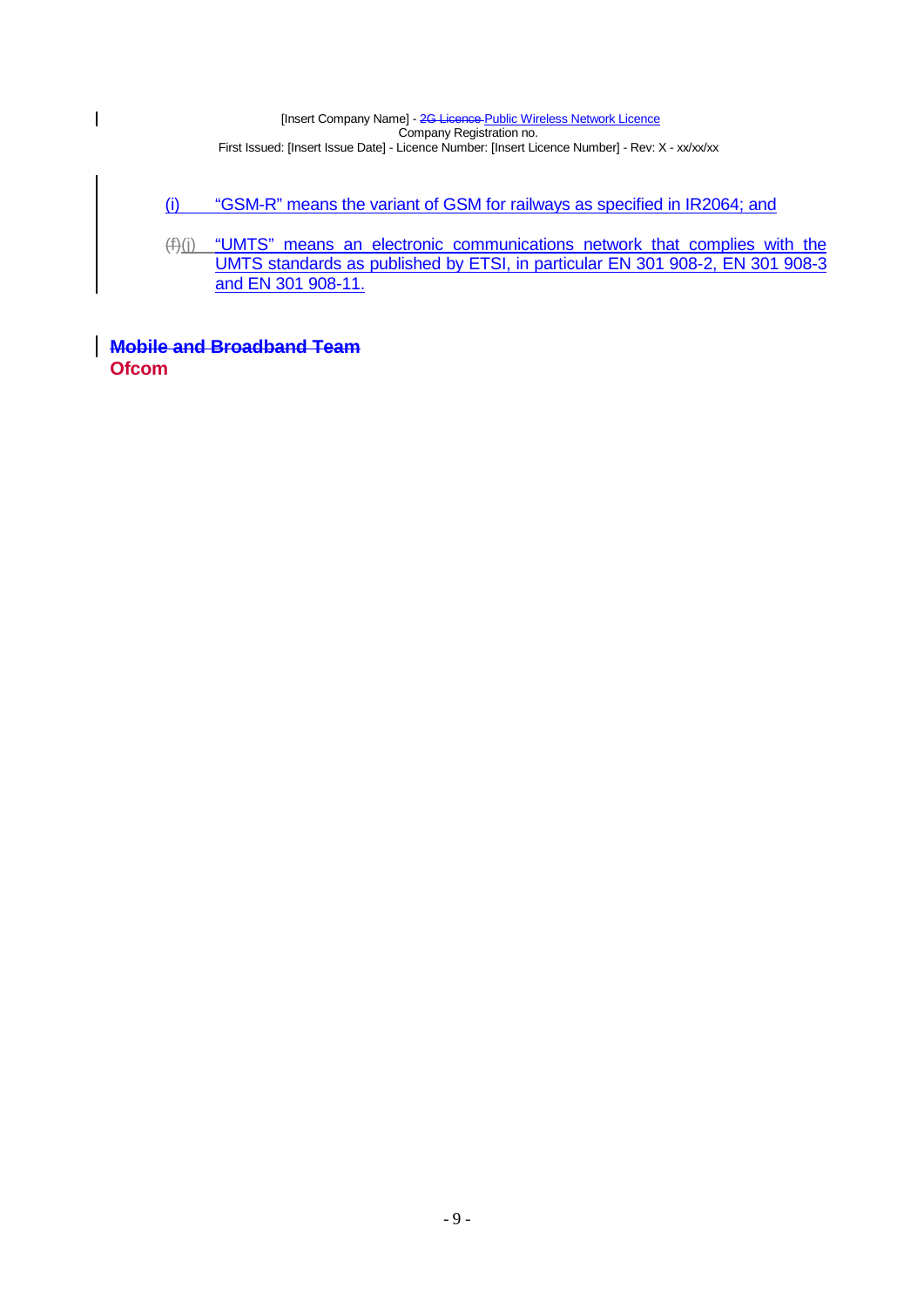(i) "GSM-R" means the variant of GSM for railways as specified in IR2064; and

~~(f)~~(j) "UMTS" means an electronic communications network that complies with the UMTS standards as published by ETSI, in particular EN 301 908-2, EN 301 908-3 and EN 301 908-11.

~~**Mobile and Broadband Team**~~

**Ofcom**